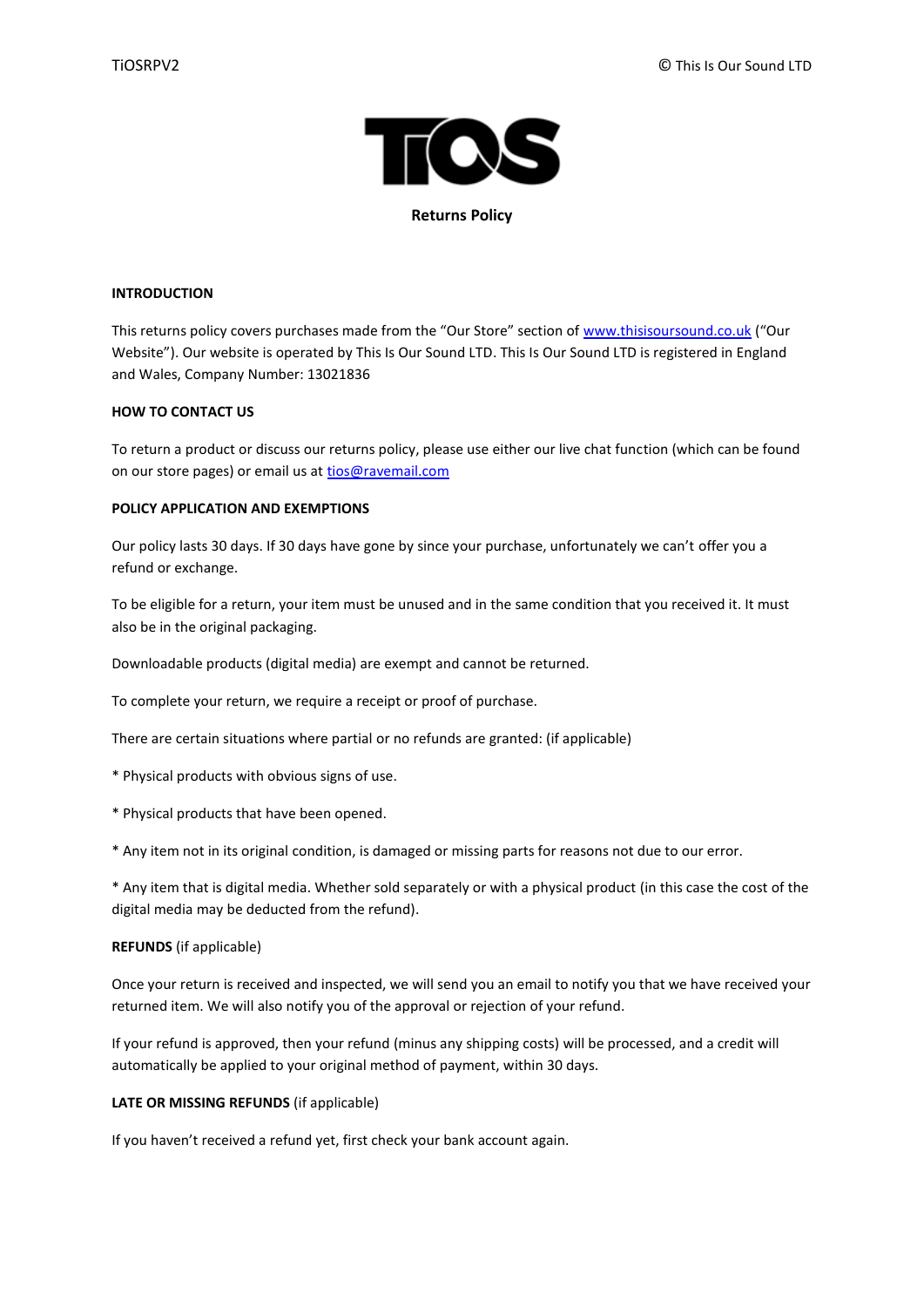**Returns Policy**

**INTRODUCTION**

This returns policy covers purchases made from the "Our Store" section of [www.thisisoursound.co.uk](http://www.thisisoursound.co.uk) ("Our Website"). Our website is operated by This Is Our Sound LTD. This Is Our Sound LTD is registered in England and Wales, Company Number: 13021836

**HOW TO CONTACT US**

To return a product or discuss our returns policy, please use either our live chat function (which can be found on our store pages) or email us at [tios@ravemail.com](mailto:tios@ravemail.com)

**POLICY APPLICATION AND EXEMPTIONS**

Our policy lasts 30 days. If 30 days have gone by since your purchase, unfortunately we can't offer you a refund or exchange.

To be eligible for a return, your item must be unused and in the same condition that you received it. It must also be in the original packaging.

Downloadable products (digital media) are exempt and cannot be returned.

To complete your return, we require a receipt or proof of purchase.

There are certain situations where partial or no refunds are granted: (if applicable)

* Physical products with obvious signs of use.

* Physical products that have been opened.

* Any item not in its original condition, is damaged or missing parts for reasons not due to our error.

* Any item that is digital media. Whether sold separately or with a physical product (in this case the cost of the digital media may be deducted from the refund).

**REFUNDS** (if applicable)

Once your return is received and inspected, we will send you an email to notify you that we have received your returned item. We will also notify you of the approval or rejection of your refund.

If your refund is approved, then your refund (minus any shipping costs) will be processed, and a credit will automatically be applied to your original method of payment, within 30 days.

**LATE OR MISSING REFUNDS** (if applicable)

If you haven't received a refund yet, first check your bank account again.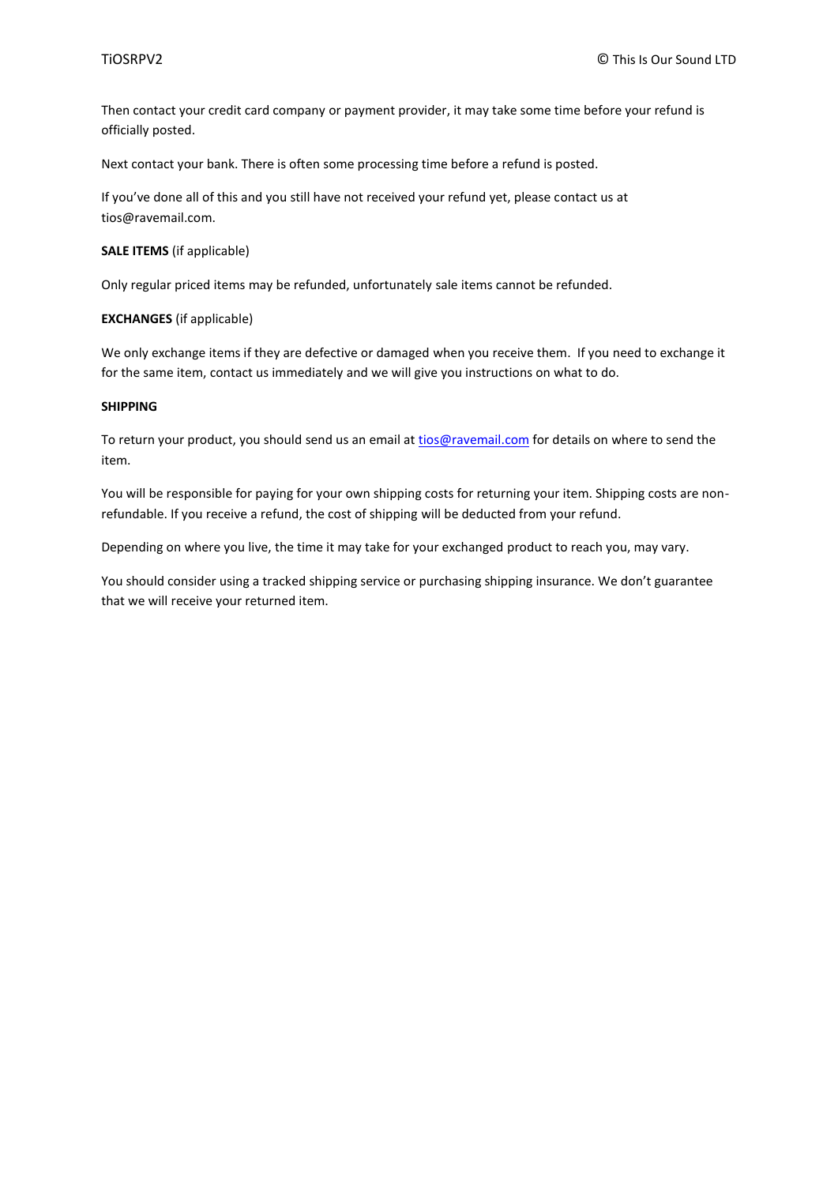Then contact your credit card company or payment provider, it may take some time before your refund is officially posted.

Next contact your bank. There is often some processing time before a refund is posted.

If you've done all of this and you still have not received your refund yet, please contact us at tios@ravemail.com.

**SALE ITEMS** (if applicable)

Only regular priced items may be refunded, unfortunately sale items cannot be refunded.

**EXCHANGES** (if applicable)

We only exchange items if they are defective or damaged when you receive them. If you need to exchange it for the same item, contact us immediately and we will give you instructions on what to do.

**SHIPPING**

To return your product, you should send us an email at tios@ravemail.com for details on where to send the item.

You will be responsible for paying for your own shipping costs for returning your item. Shipping costs are non-refundable. If you receive a refund, the cost of shipping will be deducted from your refund.

Depending on where you live, the time it may take for your exchanged product to reach you, may vary.

You should consider using a tracked shipping service or purchasing shipping insurance. We don't guarantee that we will receive your returned item.